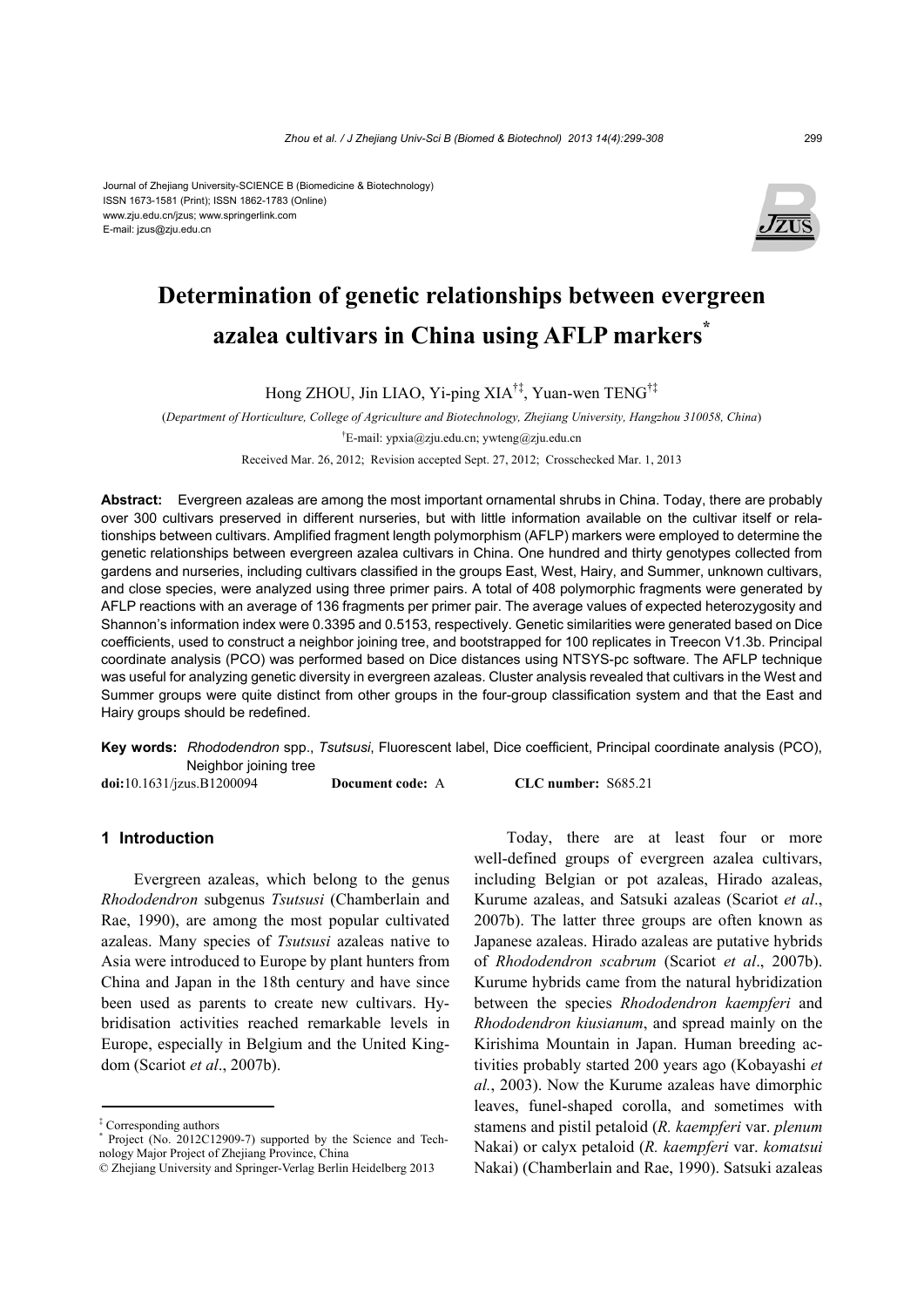Journal of Zhejiang University-SCIENCE B (Biomedicine & Biotechnology)
ISSN 1673-1581 (Print); ISSN 1862-1783 (Online)
www.zju.edu.cn/jzus; www.springerlink.com
E-mail: jzus@zju.edu.cn

# Determination of genetic relationships between evergreen azalea cultivars in China using AFLP markers*

Hong ZHOU, Jin LIAO, Yi-ping XIA[†‡], Yuan-wen TENG[†‡]

(*Department of Horticulture, College of Agriculture and Biotechnology, Zhejiang University, Hangzhou 310058, China*)

[†]E-mail: ypxia@zju.edu.cn; ywteng@zju.edu.cn

Received Mar. 26, 2012; Revision accepted Sept. 27, 2012; Crosschecked Mar. 1, 2013

**Abstract:** Evergreen azaleas are among the most important ornamental shrubs in China. Today, there are probably over 300 cultivars preserved in different nurseries, but with little information available on the cultivar itself or relationships between cultivars. Amplified fragment length polymorphism (AFLP) markers were employed to determine the genetic relationships between evergreen azalea cultivars in China. One hundred and thirty genotypes collected from gardens and nurseries, including cultivars classified in the groups East, West, Hairy, and Summer, unknown cultivars, and close species, were analyzed using three primer pairs. A total of 408 polymorphic fragments were generated by AFLP reactions with an average of 136 fragments per primer pair. The average values of expected heterozygosity and Shannon's information index were 0.3395 and 0.5153, respectively. Genetic similarities were generated based on Dice coefficients, used to construct a neighbor joining tree, and bootstrapped for 100 replicates in Treecon V1.3b. Principal coordinate analysis (PCO) was performed based on Dice distances using NTSYS-pc software. The AFLP technique was useful for analyzing genetic diversity in evergreen azaleas. Cluster analysis revealed that cultivars in the West and Summer groups were quite distinct from other groups in the four-group classification system and that the East and Hairy groups should be redefined.

**Key words:** *Rhododendron* spp., *Tsutsusi*, Fluorescent label, Dice coefficient, Principal coordinate analysis (PCO), Neighbor joining tree

**doi:**10.1631/jzus.B1200094 **Document code:** A **CLC number:** S685.21

## 1 Introduction

Evergreen azaleas, which belong to the genus *Rhododendron* subgenus *Tsutsusi* (Chamberlain and Rae, 1990), are among the most popular cultivated azaleas. Many species of *Tsutsusi* azaleas native to Asia were introduced to Europe by plant hunters from China and Japan in the 18th century and have since been used as parents to create new cultivars. Hybridisation activities reached remarkable levels in Europe, especially in Belgium and the United Kingdom (Scariot *et al*., 2007b).

Today, there are at least four or more well-defined groups of evergreen azalea cultivars, including Belgian or pot azaleas, Hirado azaleas, Kurume azaleas, and Satsuki azaleas (Scariot *et al*., 2007b). The latter three groups are often known as Japanese azaleas. Hirado azaleas are putative hybrids of *Rhododendron scabrum* (Scariot *et al*., 2007b). Kurume hybrids came from the natural hybridization between the species *Rhododendron kaempferi* and *Rhododendron kiusianum*, and spread mainly on the Kirishima Mountain in Japan. Human breeding activities probably started 200 years ago (Kobayashi *et al.*, 2003). Now the Kurume azaleas have dimorphic leaves, funel-shaped corolla, and sometimes with stamens and pistil petaloid (*R. kaempferi* var. *plenum* Nakai) or calyx petaloid (*R. kaempferi* var. *komatsui* Nakai) (Chamberlain and Rae, 1990). Satsuki azaleas

---

[‡] Corresponding authors

[*] Project (No. 2012C12909-7) supported by the Science and Technology Major Project of Zhejiang Province, China

© Zhejiang University and Springer-Verlag Berlin Heidelberg 2013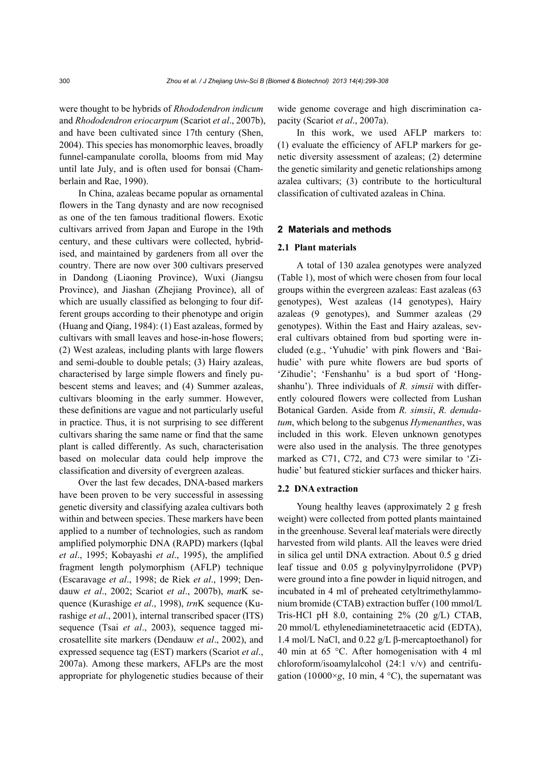were thought to be hybrids of *Rhododendron indicum* and *Rhododendron eriocarpum* (Scariot *et al*., 2007b), and have been cultivated since 17th century (Shen, 2004). This species has monomorphic leaves, broadly funnel-campanulate corolla, blooms from mid May until late July, and is often used for bonsai (Chamberlain and Rae, 1990).

In China, azaleas became popular as ornamental flowers in the Tang dynasty and are now recognised as one of the ten famous traditional flowers. Exotic cultivars arrived from Japan and Europe in the 19th century, and these cultivars were collected, hybridised, and maintained by gardeners from all over the country. There are now over 300 cultivars preserved in Dandong (Liaoning Province), Wuxi (Jiangsu Province), and Jiashan (Zhejiang Province), all of which are usually classified as belonging to four different groups according to their phenotype and origin (Huang and Qiang, 1984): (1) East azaleas, formed by cultivars with small leaves and hose-in-hose flowers; (2) West azaleas, including plants with large flowers and semi-double to double petals; (3) Hairy azaleas, characterised by large simple flowers and finely pubescent stems and leaves; and (4) Summer azaleas, cultivars blooming in the early summer. However, these definitions are vague and not particularly useful in practice. Thus, it is not surprising to see different cultivars sharing the same name or find that the same plant is called differently. As such, characterisation based on molecular data could help improve the classification and diversity of evergreen azaleas.

Over the last few decades, DNA-based markers have been proven to be very successful in assessing genetic diversity and classifying azalea cultivars both within and between species. These markers have been applied to a number of technologies, such as random amplified polymorphic DNA (RAPD) markers (Iqbal *et al*., 1995; Kobayashi *et al*., 1995), the amplified fragment length polymorphism (AFLP) technique (Escaravage *et al*., 1998; de Riek *et al*., 1999; Dendauw *et al*., 2002; Scariot *et al*., 2007b), *mat*K sequence (Kurashige *et al*., 1998), *trn*K sequence (Kurashige *et al*., 2001), internal transcribed spacer (ITS) sequence (Tsai *et al*., 2003), sequence tagged microsatellite site markers (Dendauw *et al*., 2002), and expressed sequence tag (EST) markers (Scariot *et al*., 2007a). Among these markers, AFLPs are the most appropriate for phylogenetic studies because of their wide genome coverage and high discrimination capacity (Scariot *et al*., 2007a).

In this work, we used AFLP markers to: (1) evaluate the efficiency of AFLP markers for genetic diversity assessment of azaleas; (2) determine the genetic similarity and genetic relationships among azalea cultivars; (3) contribute to the horticultural classification of cultivated azaleas in China.

## 2 Materials and methods

### 2.1 Plant materials

A total of 130 azalea genotypes were analyzed (Table 1), most of which were chosen from four local groups within the evergreen azaleas: East azaleas (63 genotypes), West azaleas (14 genotypes), Hairy azaleas (9 genotypes), and Summer azaleas (29 genotypes). Within the East and Hairy azaleas, several cultivars obtained from bud sporting were included (e.g., 'Yuhudie' with pink flowers and 'Baihudie' with pure white flowers are bud sports of 'Zihudie'; 'Fenshanhu' is a bud sport of 'Hongshanhu'). Three individuals of *R. simsii* with differently coloured flowers were collected from Lushan Botanical Garden. Aside from *R. simsii*, *R. denudatum*, which belong to the subgenus *Hymenanthes*, was included in this work. Eleven unknown genotypes were also used in the analysis. The three genotypes marked as C71, C72, and C73 were similar to 'Zihudie' but featured stickier surfaces and thicker hairs.

### 2.2 DNA extraction

Young healthy leaves (approximately 2 g fresh weight) were collected from potted plants maintained in the greenhouse. Several leaf materials were directly harvested from wild plants. All the leaves were dried in silica gel until DNA extraction. About 0.5 g dried leaf tissue and 0.05 g polyvinylpyrrolidone (PVP) were ground into a fine powder in liquid nitrogen, and incubated in 4 ml of preheated cetyltrimethylammonium bromide (CTAB) extraction buffer (100 mmol/L Tris-HCl pH 8.0, containing 2% (20 g/L) CTAB, 20 mmol/L ethylenediaminetetraacetic acid (EDTA), 1.4 mol/L NaCl, and 0.22 g/L β-mercaptoethanol) for 40 min at 65 °C. After homogenisation with 4 ml chloroform/isoamylalcohol (24:1 v/v) and centrifugation (10000×*g*, 10 min, 4 °C), the supernatant was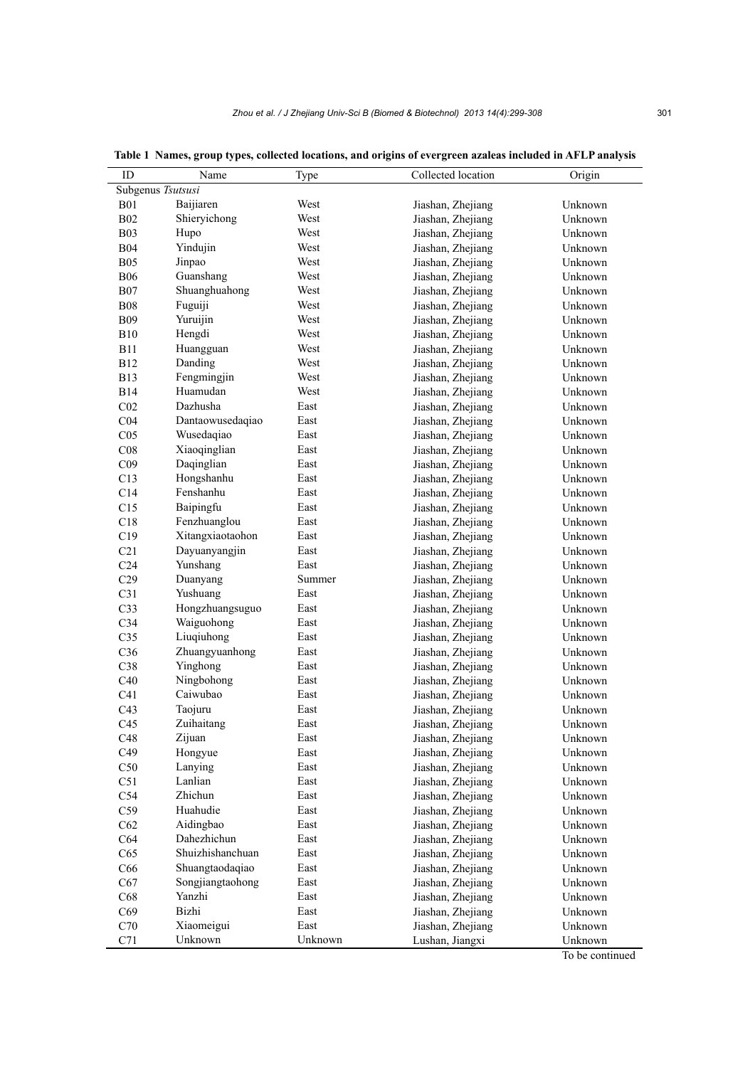**Table 1 Names, group types, collected locations, and origins of evergreen azaleas included in AFLP analysis**

| ID | Name | Type | Collected location | Origin |
|---|---|---|---|---|
| Subgenus *Tsutsusi* | | | | |
| B01 | Baijiaren | West | Jiashan, Zhejiang | Unknown |
| B02 | Shieryichong | West | Jiashan, Zhejiang | Unknown |
| B03 | Hupo | West | Jiashan, Zhejiang | Unknown |
| B04 | Yindujin | West | Jiashan, Zhejiang | Unknown |
| B05 | Jinpao | West | Jiashan, Zhejiang | Unknown |
| B06 | Guanshang | West | Jiashan, Zhejiang | Unknown |
| B07 | Shuanghuahong | West | Jiashan, Zhejiang | Unknown |
| B08 | Fuguiji | West | Jiashan, Zhejiang | Unknown |
| B09 | Yuruijin | West | Jiashan, Zhejiang | Unknown |
| B10 | Hengdi | West | Jiashan, Zhejiang | Unknown |
| B11 | Huangguan | West | Jiashan, Zhejiang | Unknown |
| B12 | Danding | West | Jiashan, Zhejiang | Unknown |
| B13 | Fengmingjin | West | Jiashan, Zhejiang | Unknown |
| B14 | Huamudan | West | Jiashan, Zhejiang | Unknown |
| C02 | Dazhusha | East | Jiashan, Zhejiang | Unknown |
| C04 | Dantaowusedaqiao | East | Jiashan, Zhejiang | Unknown |
| C05 | Wusedaqiao | East | Jiashan, Zhejiang | Unknown |
| C08 | Xiaoqinglian | East | Jiashan, Zhejiang | Unknown |
| C09 | Daqinglian | East | Jiashan, Zhejiang | Unknown |
| C13 | Hongshanhu | East | Jiashan, Zhejiang | Unknown |
| C14 | Fenshanhu | East | Jiashan, Zhejiang | Unknown |
| C15 | Baipingfu | East | Jiashan, Zhejiang | Unknown |
| C18 | Fenzhuanglou | East | Jiashan, Zhejiang | Unknown |
| C19 | Xitangxiaotaohon | East | Jiashan, Zhejiang | Unknown |
| C21 | Dayuanyangjin | East | Jiashan, Zhejiang | Unknown |
| C24 | Yunshang | East | Jiashan, Zhejiang | Unknown |
| C29 | Duanyang | Summer | Jiashan, Zhejiang | Unknown |
| C31 | Yushuang | East | Jiashan, Zhejiang | Unknown |
| C33 | Hongzhuangsuguo | East | Jiashan, Zhejiang | Unknown |
| C34 | Waiguohong | East | Jiashan, Zhejiang | Unknown |
| C35 | Liuqiuhong | East | Jiashan, Zhejiang | Unknown |
| C36 | Zhuangyuanhong | East | Jiashan, Zhejiang | Unknown |
| C38 | Yinghong | East | Jiashan, Zhejiang | Unknown |
| C40 | Ningbohong | East | Jiashan, Zhejiang | Unknown |
| C41 | Caiwubao | East | Jiashan, Zhejiang | Unknown |
| C43 | Taojuru | East | Jiashan, Zhejiang | Unknown |
| C45 | Zuihaitang | East | Jiashan, Zhejiang | Unknown |
| C48 | Zijuan | East | Jiashan, Zhejiang | Unknown |
| C49 | Hongyue | East | Jiashan, Zhejiang | Unknown |
| C50 | Lanying | East | Jiashan, Zhejiang | Unknown |
| C51 | Lanlian | East | Jiashan, Zhejiang | Unknown |
| C54 | Zhichun | East | Jiashan, Zhejiang | Unknown |
| C59 | Huahudie | East | Jiashan, Zhejiang | Unknown |
| C62 | Aidingbao | East | Jiashan, Zhejiang | Unknown |
| C64 | Dahezhichun | East | Jiashan, Zhejiang | Unknown |
| C65 | Shuizhishanchuan | East | Jiashan, Zhejiang | Unknown |
| C66 | Shuangtaodaqiao | East | Jiashan, Zhejiang | Unknown |
| C67 | Songjiangtaohong | East | Jiashan, Zhejiang | Unknown |
| C68 | Yanzhi | East | Jiashan, Zhejiang | Unknown |
| C69 | Bizhi | East | Jiashan, Zhejiang | Unknown |
| C70 | Xiaomeigui | East | Jiashan, Zhejiang | Unknown |
| C71 | Unknown | Unknown | Lushan, Jiangxi | Unknown |

To be continued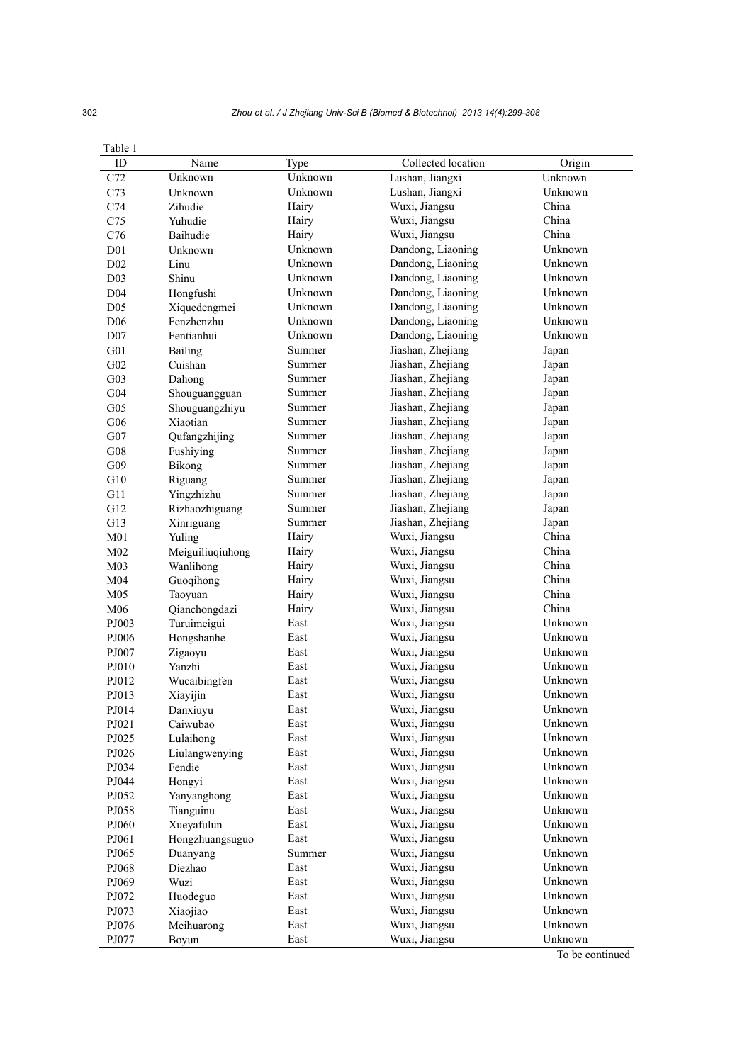Table 1

| ID | Name | Type | Collected location | Origin |
|---|---|---|---|---|
| C72 | Unknown | Unknown | Lushan, Jiangxi | Unknown |
| C73 | Unknown | Unknown | Lushan, Jiangxi | Unknown |
| C74 | Zihudie | Hairy | Wuxi, Jiangsu | China |
| C75 | Yuhudie | Hairy | Wuxi, Jiangsu | China |
| C76 | Baihudie | Hairy | Wuxi, Jiangsu | China |
| D01 | Unknown | Unknown | Dandong, Liaoning | Unknown |
| D02 | Linu | Unknown | Dandong, Liaoning | Unknown |
| D03 | Shinu | Unknown | Dandong, Liaoning | Unknown |
| D04 | Hongfushi | Unknown | Dandong, Liaoning | Unknown |
| D05 | Xiquedengmei | Unknown | Dandong, Liaoning | Unknown |
| D06 | Fenzhenzhu | Unknown | Dandong, Liaoning | Unknown |
| D07 | Fentianhui | Unknown | Dandong, Liaoning | Unknown |
| G01 | Bailing | Summer | Jiashan, Zhejiang | Japan |
| G02 | Cuishan | Summer | Jiashan, Zhejiang | Japan |
| G03 | Dahong | Summer | Jiashan, Zhejiang | Japan |
| G04 | Shouguangguan | Summer | Jiashan, Zhejiang | Japan |
| G05 | Shouguangzhiyu | Summer | Jiashan, Zhejiang | Japan |
| G06 | Xiaotian | Summer | Jiashan, Zhejiang | Japan |
| G07 | Qufangzhijing | Summer | Jiashan, Zhejiang | Japan |
| G08 | Fushiying | Summer | Jiashan, Zhejiang | Japan |
| G09 | Bikong | Summer | Jiashan, Zhejiang | Japan |
| G10 | Riguang | Summer | Jiashan, Zhejiang | Japan |
| G11 | Yingzhizhu | Summer | Jiashan, Zhejiang | Japan |
| G12 | Rizhaozhiguang | Summer | Jiashan, Zhejiang | Japan |
| G13 | Xinriguang | Summer | Jiashan, Zhejiang | Japan |
| M01 | Yuling | Hairy | Wuxi, Jiangsu | China |
| M02 | Meiguiliuqiuhong | Hairy | Wuxi, Jiangsu | China |
| M03 | Wanlihong | Hairy | Wuxi, Jiangsu | China |
| M04 | Guoqihong | Hairy | Wuxi, Jiangsu | China |
| M05 | Taoyuan | Hairy | Wuxi, Jiangsu | China |
| M06 | Qianchongdazi | Hairy | Wuxi, Jiangsu | China |
| PJ003 | Turuimeigui | East | Wuxi, Jiangsu | Unknown |
| PJ006 | Hongshanhe | East | Wuxi, Jiangsu | Unknown |
| PJ007 | Zigaoyu | East | Wuxi, Jiangsu | Unknown |
| PJ010 | Yanzhi | East | Wuxi, Jiangsu | Unknown |
| PJ012 | Wucaibingfen | East | Wuxi, Jiangsu | Unknown |
| PJ013 | Xiayijin | East | Wuxi, Jiangsu | Unknown |
| PJ014 | Danxiuyu | East | Wuxi, Jiangsu | Unknown |
| PJ021 | Caiwubao | East | Wuxi, Jiangsu | Unknown |
| PJ025 | Lulaihong | East | Wuxi, Jiangsu | Unknown |
| PJ026 | Liulangwenying | East | Wuxi, Jiangsu | Unknown |
| PJ034 | Fendie | East | Wuxi, Jiangsu | Unknown |
| PJ044 | Hongyi | East | Wuxi, Jiangsu | Unknown |
| PJ052 | Yanyanghong | East | Wuxi, Jiangsu | Unknown |
| PJ058 | Tianguinu | East | Wuxi, Jiangsu | Unknown |
| PJ060 | Xueyafulun | East | Wuxi, Jiangsu | Unknown |
| PJ061 | Hongzhuangsuguo | East | Wuxi, Jiangsu | Unknown |
| PJ065 | Duanyang | Summer | Wuxi, Jiangsu | Unknown |
| PJ068 | Diezhao | East | Wuxi, Jiangsu | Unknown |
| PJ069 | Wuzi | East | Wuxi, Jiangsu | Unknown |
| PJ072 | Huodeguo | East | Wuxi, Jiangsu | Unknown |
| PJ073 | Xiaojiao | East | Wuxi, Jiangsu | Unknown |
| PJ076 | Meihuarong | East | Wuxi, Jiangsu | Unknown |
| PJ077 | Boyun | East | Wuxi, Jiangsu | Unknown |

To be continued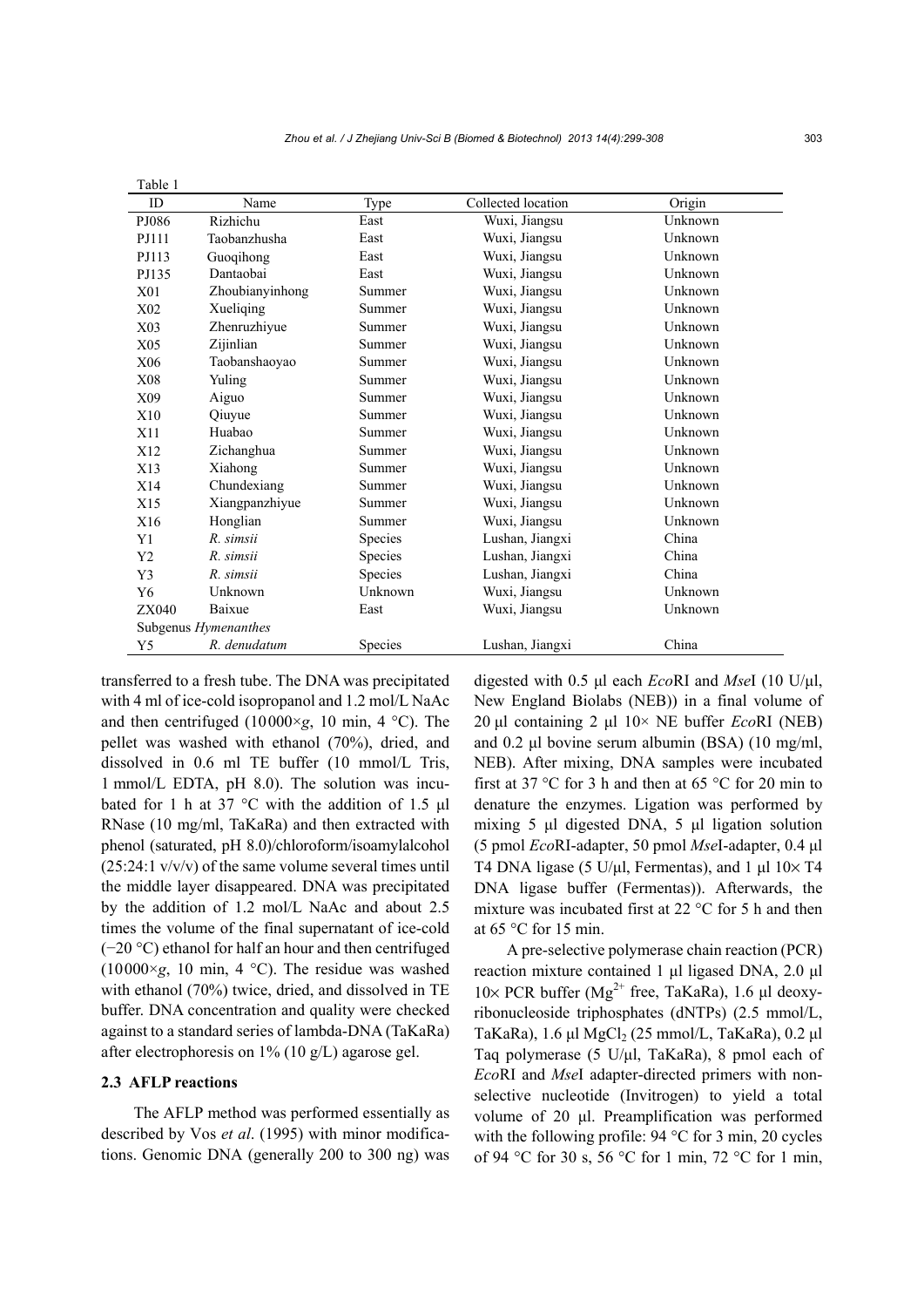Table 1

| ID | Name | Type | Collected location | Origin |
|---|---|---|---|---|
| PJ086 | Rizhichu | East | Wuxi, Jiangsu | Unknown |
| PJ111 | Taobanzhusha | East | Wuxi, Jiangsu | Unknown |
| PJ113 | Guoqihong | East | Wuxi, Jiangsu | Unknown |
| PJ135 | Dantaobai | East | Wuxi, Jiangsu | Unknown |
| X01 | Zhoubianyinhong | Summer | Wuxi, Jiangsu | Unknown |
| X02 | Xueliqing | Summer | Wuxi, Jiangsu | Unknown |
| X03 | Zhenruzhiyue | Summer | Wuxi, Jiangsu | Unknown |
| X05 | Zijinlian | Summer | Wuxi, Jiangsu | Unknown |
| X06 | Taobanshaoyao | Summer | Wuxi, Jiangsu | Unknown |
| X08 | Yuling | Summer | Wuxi, Jiangsu | Unknown |
| X09 | Aiguo | Summer | Wuxi, Jiangsu | Unknown |
| X10 | Qiuyue | Summer | Wuxi, Jiangsu | Unknown |
| X11 | Huabao | Summer | Wuxi, Jiangsu | Unknown |
| X12 | Zichanghua | Summer | Wuxi, Jiangsu | Unknown |
| X13 | Xiahong | Summer | Wuxi, Jiangsu | Unknown |
| X14 | Chundexiang | Summer | Wuxi, Jiangsu | Unknown |
| X15 | Xiangpanzhiyue | Summer | Wuxi, Jiangsu | Unknown |
| X16 | Honglian | Summer | Wuxi, Jiangsu | Unknown |
| Y1 | *R. simsii* | Species | Lushan, Jiangxi | China |
| Y2 | *R. simsii* | Species | Lushan, Jiangxi | China |
| Y3 | *R. simsii* | Species | Lushan, Jiangxi | China |
| Y6 | Unknown | Unknown | Wuxi, Jiangsu | Unknown |
| ZX040 | Baixue | East | Wuxi, Jiangsu | Unknown |
| Subgenus *Hymenanthes* | | | | |
| Y5 | *R. denudatum* | Species | Lushan, Jiangxi | China |

transferred to a fresh tube. The DNA was precipitated with 4 ml of ice-cold isopropanol and 1.2 mol/L NaAc and then centrifuged (10000×*g*, 10 min, 4 °C). The pellet was washed with ethanol (70%), dried, and dissolved in 0.6 ml TE buffer (10 mmol/L Tris, 1 mmol/L EDTA, pH 8.0). The solution was incubated for 1 h at 37 °C with the addition of 1.5 µl RNase (10 mg/ml, TaKaRa) and then extracted with phenol (saturated, pH 8.0)/chloroform/isoamylalcohol (25:24:1 v/v/v) of the same volume several times until the middle layer disappeared. DNA was precipitated by the addition of 1.2 mol/L NaAc and about 2.5 times the volume of the final supernatant of ice-cold (−20 °C) ethanol for half an hour and then centrifuged (10000×*g*, 10 min, 4 °C). The residue was washed with ethanol (70%) twice, dried, and dissolved in TE buffer. DNA concentration and quality were checked against to a standard series of lambda-DNA (TaKaRa) after electrophoresis on 1% (10 g/L) agarose gel.

### 2.3 AFLP reactions

The AFLP method was performed essentially as described by Vos *et al*. (1995) with minor modifications. Genomic DNA (generally 200 to 300 ng) was digested with 0.5 µl each *Eco*RI and *Mse*I (10 U/µl, New England Biolabs (NEB)) in a final volume of 20 µl containing 2 µl 10× NE buffer *Eco*RI (NEB) and 0.2 µl bovine serum albumin (BSA) (10 mg/ml, NEB). After mixing, DNA samples were incubated first at 37 °C for 3 h and then at 65 °C for 20 min to denature the enzymes. Ligation was performed by mixing 5 µl digested DNA, 5 µl ligation solution (5 pmol *Eco*RI-adapter, 50 pmol *Mse*I-adapter, 0.4 µl T4 DNA ligase (5 U/µl, Fermentas), and 1 µl 10× T4 DNA ligase buffer (Fermentas)). Afterwards, the mixture was incubated first at 22 °C for 5 h and then at 65 °C for 15 min.

A pre-selective polymerase chain reaction (PCR) reaction mixture contained 1 µl ligased DNA, 2.0 µl 10× PCR buffer ($Mg^{2+}$ free, TaKaRa), 1.6 µl deoxyribonucleoside triphosphates (dNTPs) (2.5 mmol/L, TaKaRa), 1.6 µl $MgCl_2$ (25 mmol/L, TaKaRa), 0.2 µl Taq polymerase (5 U/µl, TaKaRa), 8 pmol each of *Eco*RI and *Mse*I adapter-directed primers with non-selective nucleotide (Invitrogen) to yield a total volume of 20 µl. Preamplification was performed with the following profile: 94 °C for 3 min, 20 cycles of 94 °C for 30 s, 56 °C for 1 min, 72 °C for 1 min,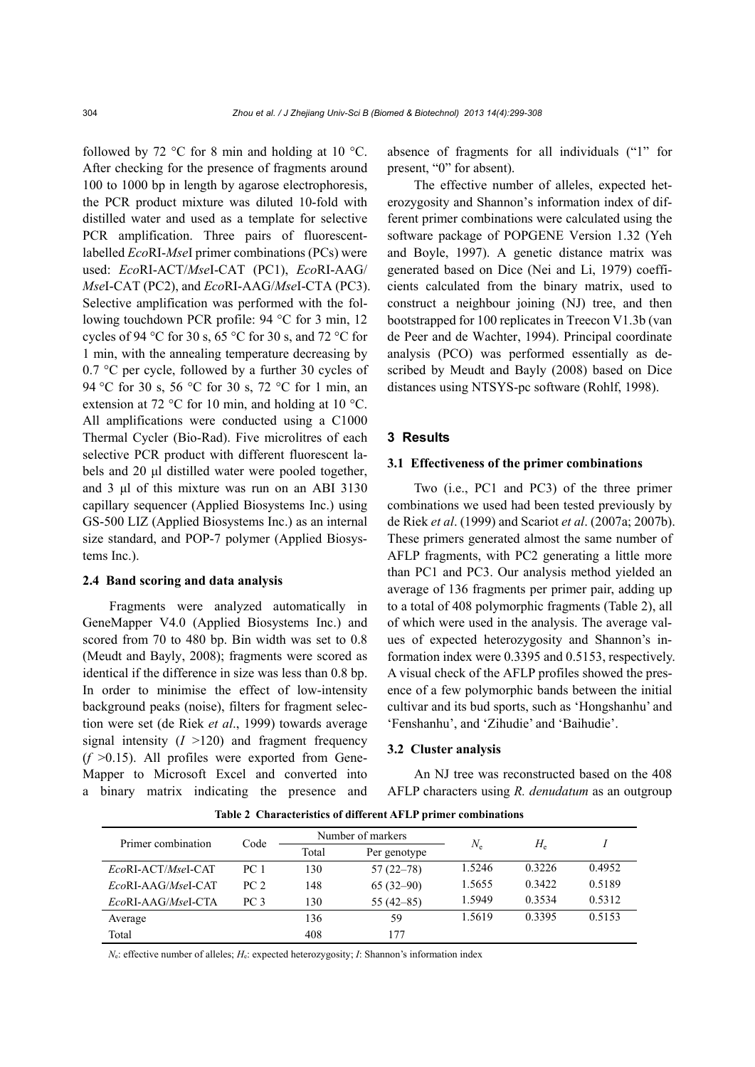followed by 72 °C for 8 min and holding at 10 °C. After checking for the presence of fragments around 100 to 1000 bp in length by agarose electrophoresis, the PCR product mixture was diluted 10-fold with distilled water and used as a template for selective PCR amplification. Three pairs of fluorescent-labelled *Eco*RI-*Mse*I primer combinations (PCs) were used: *Eco*RI-ACT/*Mse*I-CAT (PC1), *Eco*RI-AAG/*Mse*I-CAT (PC2), and *Eco*RI-AAG/*Mse*I-CTA (PC3). Selective amplification was performed with the following touchdown PCR profile: 94 °C for 3 min, 12 cycles of 94 °C for 30 s, 65 °C for 30 s, and 72 °C for 1 min, with the annealing temperature decreasing by 0.7 °C per cycle, followed by a further 30 cycles of 94 °C for 30 s, 56 °C for 30 s, 72 °C for 1 min, an extension at 72 °C for 10 min, and holding at 10 °C. All amplifications were conducted using a C1000 Thermal Cycler (Bio-Rad). Five microlitres of each selective PCR product with different fluorescent labels and 20 μl distilled water were pooled together, and 3 μl of this mixture was run on an ABI 3130 capillary sequencer (Applied Biosystems Inc.) using GS-500 LIZ (Applied Biosystems Inc.) as an internal size standard, and POP-7 polymer (Applied Biosystems Inc.).

### 2.4 Band scoring and data analysis

Fragments were analyzed automatically in GeneMapper V4.0 (Applied Biosystems Inc.) and scored from 70 to 480 bp. Bin width was set to 0.8 (Meudt and Bayly, 2008); fragments were scored as identical if the difference in size was less than 0.8 bp. In order to minimise the effect of low-intensity background peaks (noise), filters for fragment selection were set (de Riek *et al*., 1999) towards average signal intensity ($I$ >120) and fragment frequency ($f$ >0.15). All profiles were exported from GeneMapper to Microsoft Excel and converted into a binary matrix indicating the presence and absence of fragments for all individuals ("1" for present, "0" for absent).

The effective number of alleles, expected heterozygosity and Shannon's information index of different primer combinations were calculated using the software package of POPGENE Version 1.32 (Yeh and Boyle, 1997). A genetic distance matrix was generated based on Dice (Nei and Li, 1979) coefficients calculated from the binary matrix, used to construct a neighbour joining (NJ) tree, and then bootstrapped for 100 replicates in Treecon V1.3b (van de Peer and de Wachter, 1994). Principal coordinate analysis (PCO) was performed essentially as described by Meudt and Bayly (2008) based on Dice distances using NTSYS-pc software (Rohlf, 1998).

## 3 Results

### 3.1 Effectiveness of the primer combinations

Two (i.e., PC1 and PC3) of the three primer combinations we used had been tested previously by de Riek *et al*. (1999) and Scariot *et al*. (2007a; 2007b). These primers generated almost the same number of AFLP fragments, with PC2 generating a little more than PC1 and PC3. Our analysis method yielded an average of 136 fragments per primer pair, adding up to a total of 408 polymorphic fragments (Table 2), all of which were used in the analysis. The average values of expected heterozygosity and Shannon's information index were 0.3395 and 0.5153, respectively. A visual check of the AFLP profiles showed the presence of a few polymorphic bands between the initial cultivar and its bud sports, such as 'Hongshanhu' and 'Fenshanhu', and 'Zihudie' and 'Baihudie'.

### 3.2 Cluster analysis

An NJ tree was reconstructed based on the 408 AFLP characters using *R. denudatum* as an outgroup

**Table 2 Characteristics of different AFLP primer combinations**

| Primer combination | Code | Number of markers | | $N_e$ | $H_e$ | $I$ |
|---|---|---|---|---|---|---|
| | | Total | Per genotype | | | |
| *Eco*RI-ACT/*Mse*I-CAT | PC 1 | 130 | 57 (22–78) | 1.5246 | 0.3226 | 0.4952 |
| *Eco*RI-AAG/*Mse*I-CAT | PC 2 | 148 | 65 (32–90) | 1.5655 | 0.3422 | 0.5189 |
| *Eco*RI-AAG/*Mse*I-CTA | PC 3 | 130 | 55 (42–85) | 1.5949 | 0.3534 | 0.5312 |
| Average | | 136 | 59 | 1.5619 | 0.3395 | 0.5153 |
| Total | | 408 | 177 | | | |

$N_e$: effective number of alleles; $H_e$: expected heterozygosity; $I$: Shannon's information index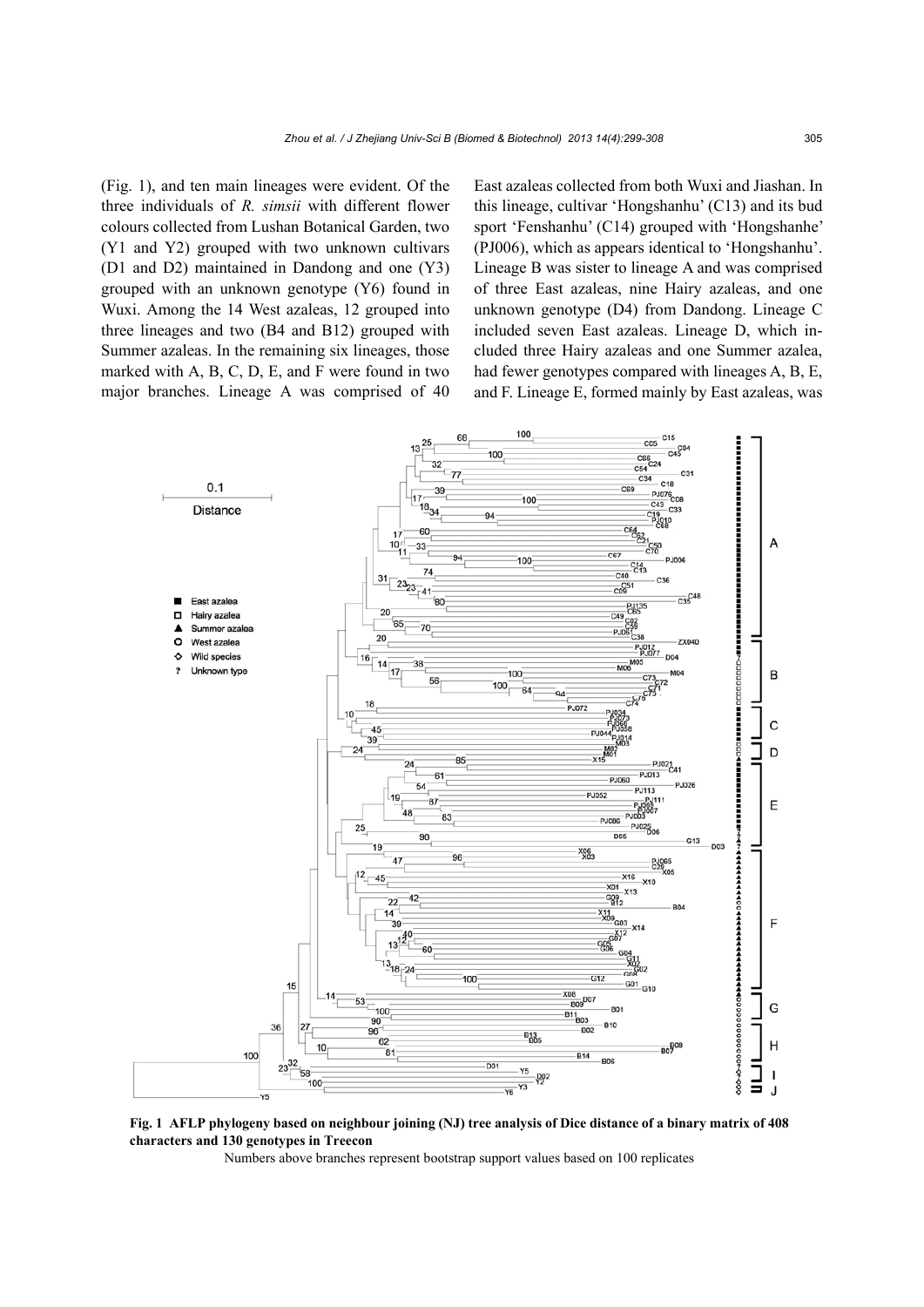(Fig. 1), and ten main lineages were evident. Of the three individuals of *R. simsii* with different flower colours collected from Lushan Botanical Garden, two (Y1 and Y2) grouped with two unknown cultivars (D1 and D2) maintained in Dandong and one (Y3) grouped with an unknown genotype (Y6) found in Wuxi. Among the 14 West azaleas, 12 grouped into three lineages and two (B4 and B12) grouped with Summer azaleas. In the remaining six lineages, those marked with A, B, C, D, E, and F were found in two major branches. Lineage A was comprised of 40 East azaleas collected from both Wuxi and Jiashan. In this lineage, cultivar 'Hongshanhu' (C13) and its bud sport 'Fenshanhu' (C14) grouped with 'Hongshanhe' (PJ006), which as appears identical to 'Hongshanhu'. Lineage B was sister to lineage A and was comprised of three East azaleas, nine Hairy azaleas, and one unknown genotype (D4) from Dandong. Lineage C included seven East azaleas. Lineage D, which included three Hairy azaleas and one Summer azalea, had fewer genotypes compared with lineages A, B, E, and F. Lineage E, formed mainly by East azaleas, was

**Fig. 1 AFLP phylogeny based on neighbour joining (NJ) tree analysis of Dice distance of a binary matrix of 408 characters and 130 genotypes in Treecon**

Numbers above branches represent bootstrap support values based on 100 replicates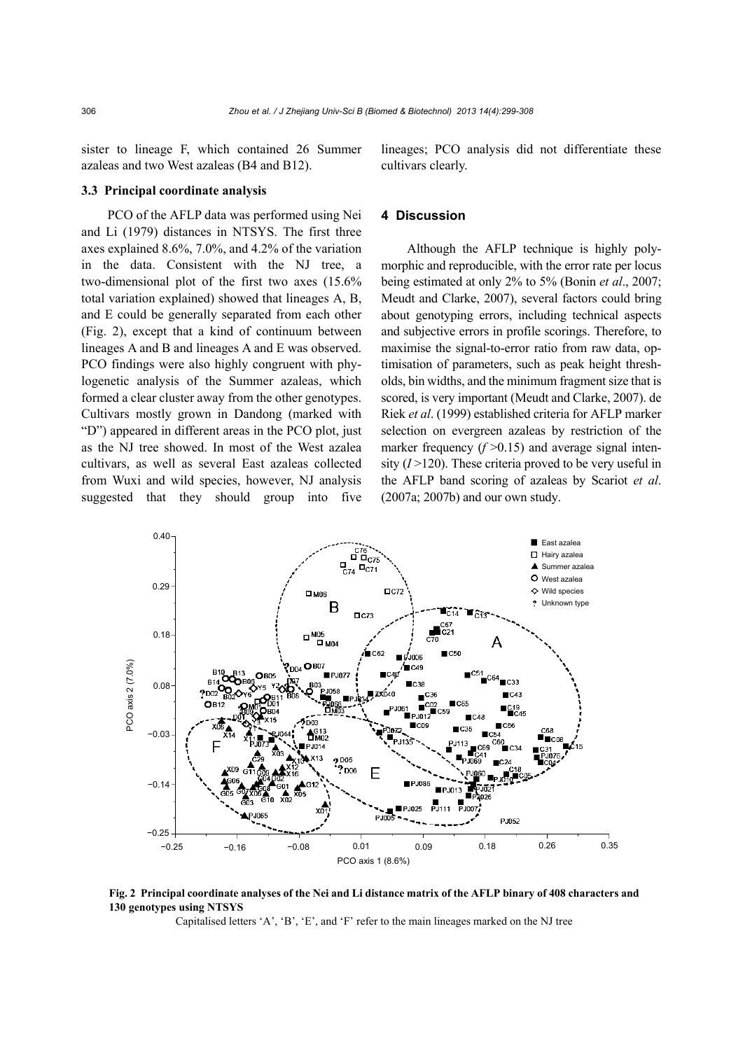sister to lineage F, which contained 26 Summer azaleas and two West azaleas (B4 and B12).

### 3.3 Principal coordinate analysis

PCO of the AFLP data was performed using Nei and Li (1979) distances in NTSYS. The first three axes explained 8.6%, 7.0%, and 4.2% of the variation in the data. Consistent with the NJ tree, a two-dimensional plot of the first two axes (15.6% total variation explained) showed that lineages A, B, and E could be generally separated from each other (Fig. 2), except that a kind of continuum between lineages A and B and lineages A and E was observed. PCO findings were also highly congruent with phylogenetic analysis of the Summer azaleas, which formed a clear cluster away from the other genotypes. Cultivars mostly grown in Dandong (marked with "D") appeared in different areas in the PCO plot, just as the NJ tree showed. In most of the West azalea cultivars, as well as several East azaleas collected from Wuxi and wild species, however, NJ analysis suggested that they should group into five lineages; PCO analysis did not differentiate these cultivars clearly.

## 4 Discussion

Although the AFLP technique is highly polymorphic and reproducible, with the error rate per locus being estimated at only 2% to 5% (Bonin *et al*., 2007; Meudt and Clarke, 2007), several factors could bring about genotyping errors, including technical aspects and subjective errors in profile scorings. Therefore, to maximise the signal-to-error ratio from raw data, optimisation of parameters, such as peak height thresholds, bin widths, and the minimum fragment size that is scored, is very important (Meudt and Clarke, 2007). de Riek *et al*. (1999) established criteria for AFLP marker selection on evergreen azaleas by restriction of the marker frequency ($f > 0.15$) and average signal intensity ($I > 120$). These criteria proved to be very useful in the AFLP band scoring of azaleas by Scariot *et al*. (2007a; 2007b) and our own study.

**Fig. 2 Principal coordinate analyses of the Nei and Li distance matrix of the AFLP binary of 408 characters and 130 genotypes using NTSYS**

Capitalised letters 'A', 'B', 'E', and 'F' refer to the main lineages marked on the NJ tree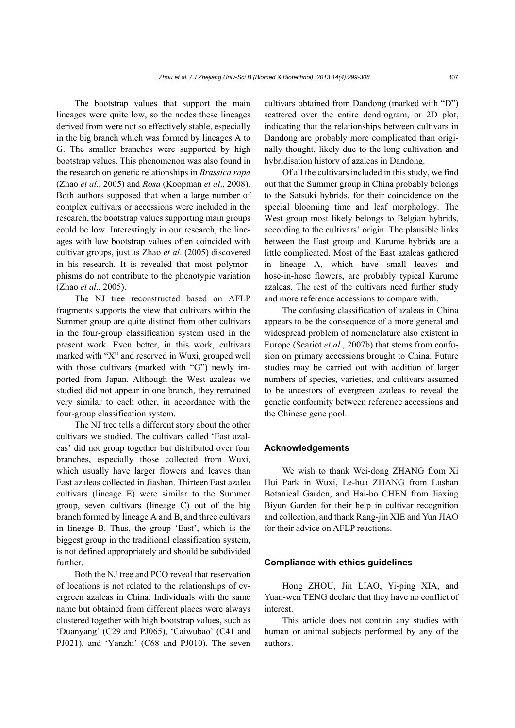The bootstrap values that support the main lineages were quite low, so the nodes these lineages derived from were not so effectively stable, especially in the big branch which was formed by lineages A to G. The smaller branches were supported by high bootstrap values. This phenomenon was also found in the research on genetic relationships in *Brassica rapa* (Zhao *et al*., 2005) and *Rosa* (Koopman *et al*., 2008). Both authors supposed that when a large number of complex cultivars or accessions were included in the research, the bootstrap values supporting main groups could be low. Interestingly in our research, the lineages with low bootstrap values often coincided with cultivar groups, just as Zhao *et al*. (2005) discovered in his research. It is revealed that most polymorphisms do not contribute to the phenotypic variation (Zhao *et al*., 2005).

The NJ tree reconstructed based on AFLP fragments supports the view that cultivars within the Summer group are quite distinct from other cultivars in the four-group classification system used in the present work. Even better, in this work, cultivars marked with "X" and reserved in Wuxi, grouped well with those cultivars (marked with "G") newly imported from Japan. Although the West azaleas we studied did not appear in one branch, they remained very similar to each other, in accordance with the four-group classification system.

The NJ tree tells a different story about the other cultivars we studied. The cultivars called 'East azaleas' did not group together but distributed over four branches, especially those collected from Wuxi, which usually have larger flowers and leaves than East azaleas collected in Jiashan. Thirteen East azalea cultivars (lineage E) were similar to the Summer group, seven cultivars (lineage C) out of the big branch formed by lineage A and B, and three cultivars in lineage B. Thus, the group 'East', which is the biggest group in the traditional classification system, is not defined appropriately and should be subdivided further.

Both the NJ tree and PCO reveal that reservation of locations is not related to the relationships of evergreen azaleas in China. Individuals with the same name but obtained from different places were always clustered together with high bootstrap values, such as 'Duanyang' (C29 and PJ065), 'Caiwubao' (C41 and PJ021), and 'Yanzhi' (C68 and PJ010). The seven cultivars obtained from Dandong (marked with "D") scattered over the entire dendrogram, or 2D plot, indicating that the relationships between cultivars in Dandong are probably more complicated than originally thought, likely due to the long cultivation and hybridisation history of azaleas in Dandong.

Of all the cultivars included in this study, we find out that the Summer group in China probably belongs to the Satsuki hybrids, for their coincidence on the special blooming time and leaf morphology. The West group most likely belongs to Belgian hybrids, according to the cultivars' origin. The plausible links between the East group and Kurume hybrids are a little complicated. Most of the East azaleas gathered in lineage A, which have small leaves and hose-in-hose flowers, are probably typical Kurume azaleas. The rest of the cultivars need further study and more reference accessions to compare with.

The confusing classification of azaleas in China appears to be the consequence of a more general and widespread problem of nomenclature also existent in Europe (Scariot *et al*., 2007b) that stems from confusion on primary accessions brought to China. Future studies may be carried out with addition of larger numbers of species, varieties, and cultivars assumed to be ancestors of evergreen azaleas to reveal the genetic conformity between reference accessions and the Chinese gene pool.

## Acknowledgements

We wish to thank Wei-dong ZHANG from Xi Hui Park in Wuxi, Le-hua ZHANG from Lushan Botanical Garden, and Hai-bo CHEN from Jiaxing Biyun Garden for their help in cultivar recognition and collection, and thank Rang-jin XIE and Yun JIAO for their advice on AFLP reactions.

## Compliance with ethics guidelines

Hong ZHOU, Jin LIAO, Yi-ping XIA, and Yuan-wen TENG declare that they have no conflict of interest.

This article does not contain any studies with human or animal subjects performed by any of the authors.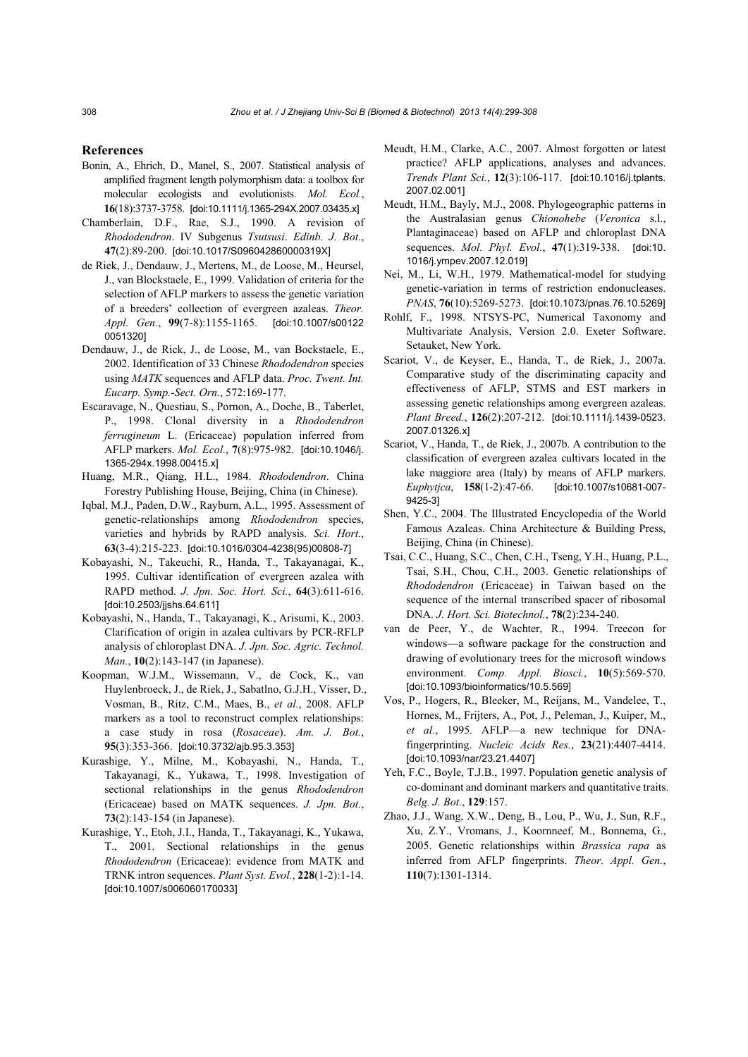## References

Bonin, A., Ehrich, D., Manel, S., 2007. Statistical analysis of amplified fragment length polymorphism data: a toolbox for molecular ecologists and evolutionists. *Mol. Ecol.*, **16**(18):3737-3758. [doi:10.1111/j.1365-294X.2007.03435.x]

Chamberlain, D.F., Rae, S.J., 1990. A revision of *Rhododendron*. IV Subgenus *Tsutsusi*. *Edinb. J. Bot.*, **47**(2):89-200. [doi:10.1017/S096042860000319X]

de Riek, J., Dendauw, J., Mertens, M., de Loose, M., Heursel, J., van Blockstaele, E., 1999. Validation of criteria for the selection of AFLP markers to assess the genetic variation of a breeders' collection of evergreen azaleas. *Theor. Appl. Gen.*, **99**(7-8):1155-1165. [doi:10.1007/s001220051320]

Dendauw, J., de Rick, J., de Loose, M., van Bockstaele, E., 2002. Identification of 33 Chinese *Rhododendron* species using *MATK* sequences and AFLP data. *Proc. Twent. Int. Eucarp. Symp.-Sect. Orn.*, 572:169-177.

Escaravage, N., Questiau, S., Pornon, A., Doche, B., Taberlet, P., 1998. Clonal diversity in a *Rhododendron ferrugineum* L. (Ericaceae) population inferred from AFLP markers. *Mol. Ecol.*, **7**(8):975-982. [doi:10.1046/j.1365-294x.1998.00415.x]

Huang, M.R., Qiang, H.L., 1984. *Rhododendron*. China Forestry Publishing House, Beijing, China (in Chinese).

Iqbal, M.J., Paden, D.W., Rayburn, A.L., 1995. Assessment of genetic-relationships among *Rhododendron* species, varieties and hybrids by RAPD analysis. *Sci. Hort.*, **63**(3-4):215-223. [doi:10.1016/0304-4238(95)00808-7]

Kobayashi, N., Takeuchi, R., Handa, T., Takayanagai, K., 1995. Cultivar identification of evergreen azalea with RAPD method. *J. Jpn. Soc. Hort. Sci.*, **64**(3):611-616. [doi:10.2503/jjshs.64.611]

Kobayashi, N., Handa, T., Takayanagi, K., Arisumi, K., 2003. Clarification of origin in azalea cultivars by PCR-RFLP analysis of chloroplast DNA. *J. Jpn. Soc. Agric. Technol. Man.*, **10**(2):143-147 (in Japanese).

Koopman, W.J.M., Wissemann, V., de Cock, K., van Huylenbroeck, J., de Riek, J., Sabatlno, G.J.H., Visser, D., Vosman, B., Ritz, C.M., Maes, B., *et al.*, 2008. AFLP markers as a tool to reconstruct complex relationships: a case study in rosa (*Rosaceae*). *Am. J. Bot.*, **95**(3):353-366. [doi:10.3732/ajb.95.3.353]

Kurashige, Y., Milne, M., Kobayashi, N., Handa, T., Takayanagi, K., Yukawa, T., 1998. Investigation of sectional relationships in the genus *Rhododendron* (Ericaceae) based on MATK sequences. *J. Jpn. Bot.*, **73**(2):143-154 (in Japanese).

Kurashige, Y., Etoh, J.I., Handa, T., Takayanagi, K., Yukawa, T., 2001. Sectional relationships in the genus *Rhododendron* (Ericaceae): evidence from MATK and TRNK intron sequences. *Plant Syst. Evol.*, **228**(1-2):1-14. [doi:10.1007/s006060170033]

Meudt, H.M., Clarke, A.C., 2007. Almost forgotten or latest practice? AFLP applications, analyses and advances. *Trends Plant Sci.*, **12**(3):106-117. [doi:10.1016/j.tplants.2007.02.001]

Meudt, H.M., Bayly, M.J., 2008. Phylogeographic patterns in the Australasian genus *Chionohebe* (*Veronica* s.l., Plantaginaceae) based on AFLP and chloroplast DNA sequences. *Mol. Phyl. Evol.*, **47**(1):319-338. [doi:10.1016/j.ympev.2007.12.019]

Nei, M., Li, W.H., 1979. Mathematical-model for studying genetic-variation in terms of restriction endonucleases. *PNAS*, **76**(10):5269-5273. [doi:10.1073/pnas.76.10.5269]

Rohlf, F., 1998. NTSYS-PC, Numerical Taxonomy and Multivariate Analysis, Version 2.0. Exeter Software. Setauket, New York.

Scariot, V., de Keyser, E., Handa, T., de Riek, J., 2007a. Comparative study of the discriminating capacity and effectiveness of AFLP, STMS and EST markers in assessing genetic relationships among evergreen azaleas. *Plant Breed.*, **126**(2):207-212. [doi:10.1111/j.1439-0523.2007.01326.x]

Scariot, V., Handa, T., de Riek, J., 2007b. A contribution to the classification of evergreen azalea cultivars located in the lake maggiore area (Italy) by means of AFLP markers. *Euphytjca*, **158**(1-2):47-66. [doi:10.1007/s10681-007-9425-3]

Shen, Y.C., 2004. The Illustrated Encyclopedia of the World Famous Azaleas. China Architecture & Building Press, Beijing, China (in Chinese).

Tsai, C.C., Huang, S.C., Chen, C.H., Tseng, Y.H., Huang, P.L., Tsai, S.H., Chou, C.H., 2003. Genetic relationships of *Rhododendron* (Ericaceae) in Taiwan based on the sequence of the internal transcribed spacer of ribosomal DNA. *J. Hort. Sci. Biotechnol.*, **78**(2):234-240.

van de Peer, Y., de Wachter, R., 1994. Treecon for windows—a software package for the construction and drawing of evolutionary trees for the microsoft windows environment. *Comp. Appl. Biosci.*, **10**(5):569-570. [doi:10.1093/bioinformatics/10.5.569]

Vos, P., Hogers, R., Bleeker, M., Reijans, M., Vandelee, T., Hornes, M., Frijters, A., Pot, J., Peleman, J., Kuiper, M., *et al.*, 1995. AFLP—a new technique for DNA-fingerprinting. *Nucleic Acids Res.*, **23**(21):4407-4414. [doi:10.1093/nar/23.21.4407]

Yeh, F.C., Boyle, T.J.B., 1997. Population genetic analysis of co-dominant and dominant markers and quantitative traits. *Belg. J. Bot.*, **129**:157.

Zhao, J.J., Wang, X.W., Deng, B., Lou, P., Wu, J., Sun, R.F., Xu, Z.Y., Vromans, J., Koornneef, M., Bonnema, G., 2005. Genetic relationships within *Brassica rapa* as inferred from AFLP fingerprints. *Theor. Appl. Gen.*, **110**(7):1301-1314.